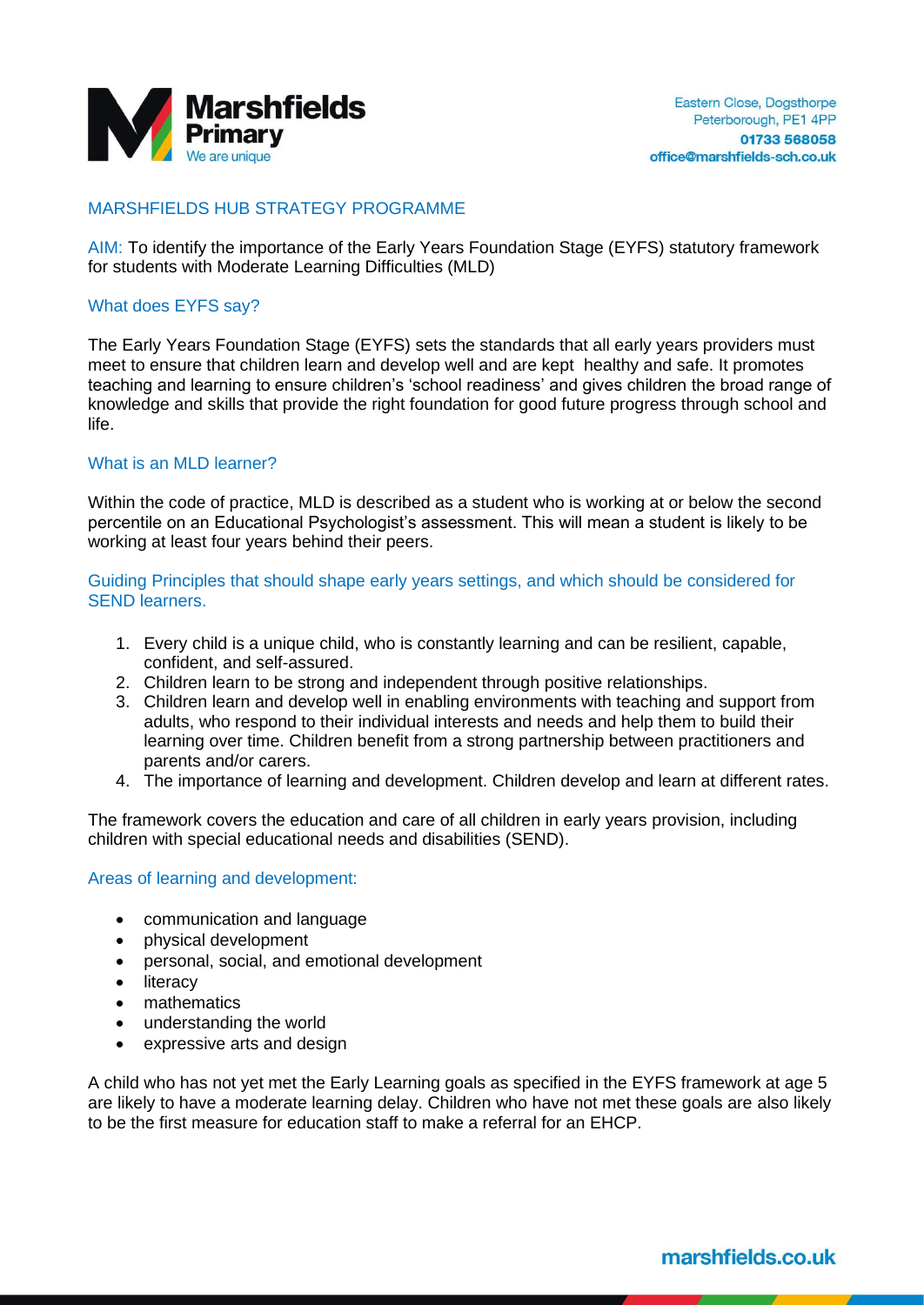# Marshfields Primary

We are unique

Eastern Close, Dogsthorpe
Peterborough, PE1 4PP
**01733 568058**
**office@marshfields-sch.co.uk**

## MARSHFIELDS HUB STRATEGY PROGRAMME

AIM: To identify the importance of the Early Years Foundation Stage (EYFS) statutory framework for students with Moderate Learning Difficulties (MLD)

### What does EYFS say?

The Early Years Foundation Stage (EYFS) sets the standards that all early years providers must meet to ensure that children learn and develop well and are kept healthy and safe. It promotes teaching and learning to ensure children's 'school readiness' and gives children the broad range of knowledge and skills that provide the right foundation for good future progress through school and life.

### What is an MLD learner?

Within the code of practice, MLD is described as a student who is working at or below the second percentile on an Educational Psychologist's assessment. This will mean a student is likely to be working at least four years behind their peers.

### Guiding Principles that should shape early years settings, and which should be considered for SEND learners.

1. Every child is a unique child, who is constantly learning and can be resilient, capable, confident, and self-assured.
2. Children learn to be strong and independent through positive relationships.
3. Children learn and develop well in enabling environments with teaching and support from adults, who respond to their individual interests and needs and help them to build their learning over time. Children benefit from a strong partnership between practitioners and parents and/or carers.
4. The importance of learning and development. Children develop and learn at different rates.

The framework covers the education and care of all children in early years provision, including children with special educational needs and disabilities (SEND).

### Areas of learning and development:

- communication and language
- physical development
- personal, social, and emotional development
- literacy
- mathematics
- understanding the world
- expressive arts and design

A child who has not yet met the Early Learning goals as specified in the EYFS framework at age 5 are likely to have a moderate learning delay. Children who have not met these goals are also likely to be the first measure for education staff to make a referral for an EHCP.

marshfields.co.uk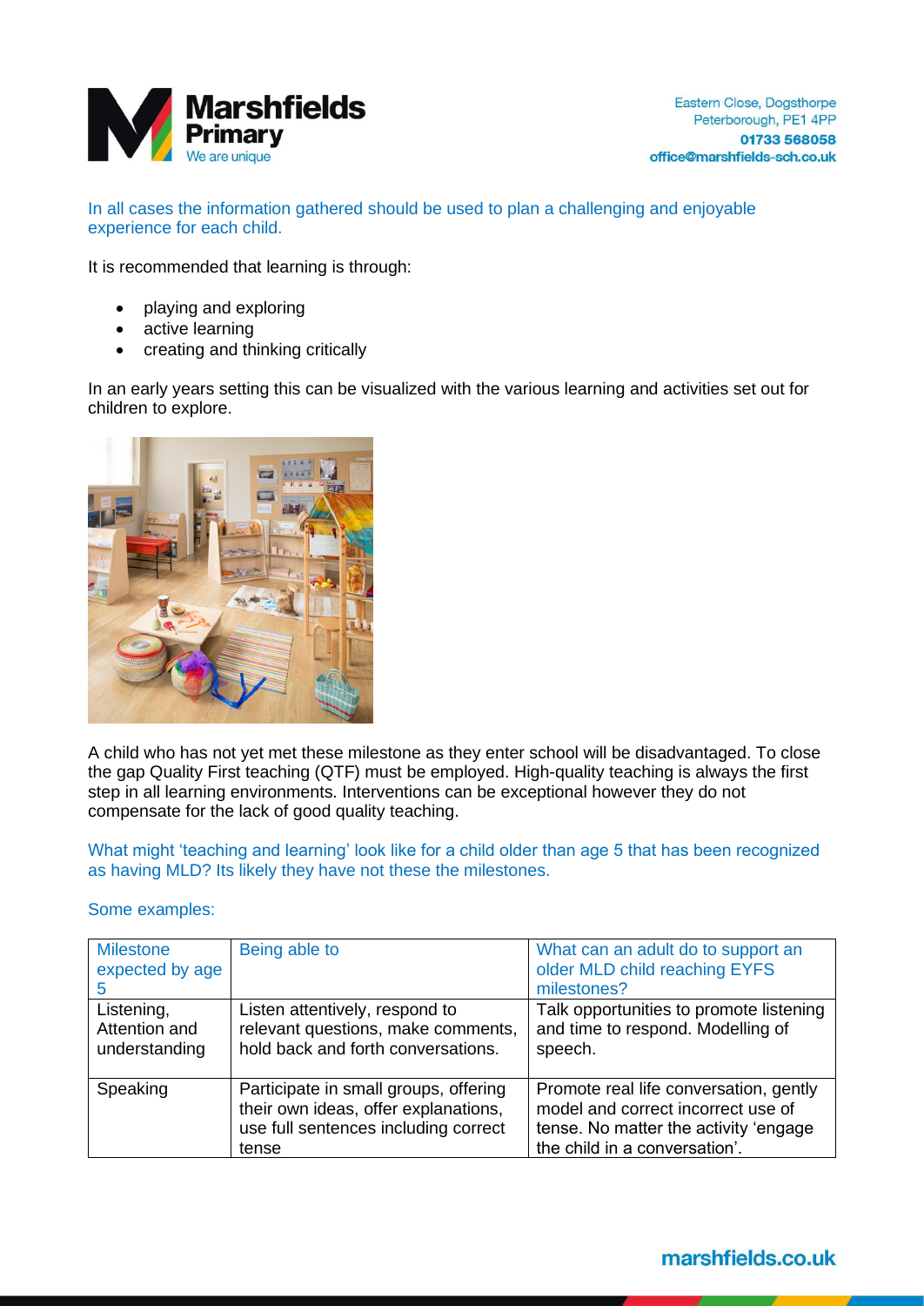In all cases the information gathered should be used to plan a challenging and enjoyable experience for each child.

It is recommended that learning is through:

- playing and exploring
- active learning
- creating and thinking critically

In an early years setting this can be visualized with the various learning and activities set out for children to explore.

A child who has not yet met these milestone as they enter school will be disadvantaged. To close the gap Quality First teaching (QTF) must be employed. High-quality teaching is always the first step in all learning environments. Interventions can be exceptional however they do not compensate for the lack of good quality teaching.

What might 'teaching and learning' look like for a child older than age 5 that has been recognized as having MLD? Its likely they have not these the milestones.

Some examples:

| Milestone expected by age 5 | Being able to | What can an adult do to support an older MLD child reaching EYFS milestones? |
|---|---|---|
| Listening, Attention and understanding | Listen attentively, respond to relevant questions, make comments, hold back and forth conversations. | Talk opportunities to promote listening and time to respond. Modelling of speech. |
| Speaking | Participate in small groups, offering their own ideas, offer explanations, use full sentences including correct tense | Promote real life conversation, gently model and correct incorrect use of tense. No matter the activity 'engage the child in a conversation'. |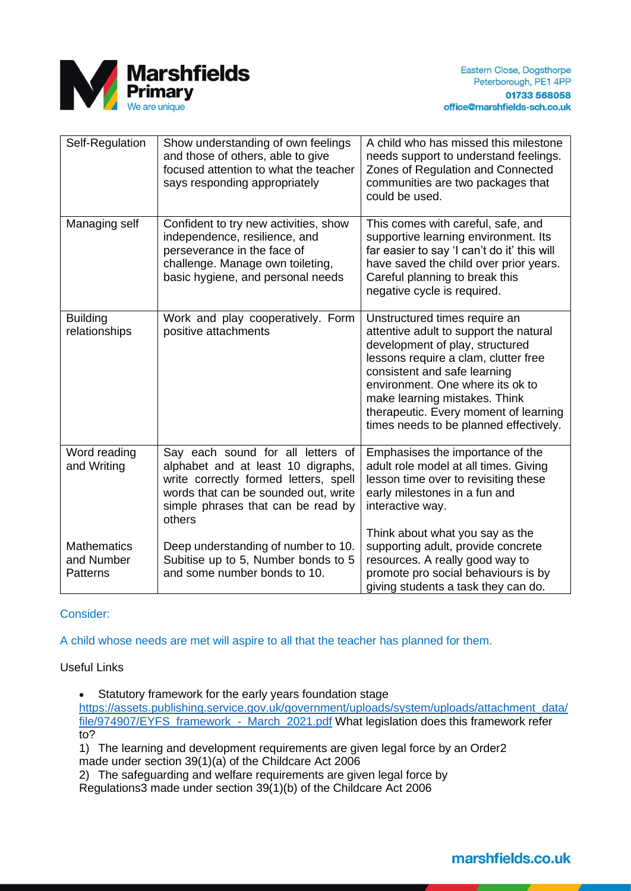| Self-Regulation | Show understanding of own feelings and those of others, able to give focused attention to what the teacher says responding appropriately | A child who has missed this milestone needs support to understand feelings. Zones of Regulation and Connected communities are two packages that could be used. |
|---|---|---|
| Managing self | Confident to try new activities, show independence, resilience, and perseverance in the face of challenge. Manage own toileting, basic hygiene, and personal needs | This comes with careful, safe, and supportive learning environment. Its far easier to say 'I can't do it' this will have saved the child over prior years. Careful planning to break this negative cycle is required. |
| Building relationships | Work and play cooperatively. Form positive attachments | Unstructured times require an attentive adult to support the natural development of play, structured lessons require a clam, clutter free consistent and safe learning environment. One where its ok to make learning mistakes. Think therapeutic. Every moment of learning times needs to be planned effectively. |
| Word reading and Writing<br><br>Mathematics and Number Patterns | Say each sound for all letters of alphabet and at least 10 digraphs, write correctly formed letters, spell words that can be sounded out, write simple phrases that can be read by others<br><br>Deep understanding of number to 10. Subitise up to 5, Number bonds to 5 and some number bonds to 10. | Emphasises the importance of the adult role model at all times. Giving lesson time over to revisiting these early milestones in a fun and interactive way.<br><br>Think about what you say as the supporting adult, provide concrete resources. A really good way to promote pro social behaviours is by giving students a task they can do. |

Consider:

A child whose needs are met will aspire to all that the teacher has planned for them.

Useful Links

- Statutory framework for the early years foundation stage
  https://assets.publishing.service.gov.uk/government/uploads/system/uploads/attachment_data/file/974907/EYFS_framework_-_March_2021.pdf What legislation does this framework refer to?

1) The learning and development requirements are given legal force by an Order2 made under section 39(1)(a) of the Childcare Act 2006
2) The safeguarding and welfare requirements are given legal force by Regulations3 made under section 39(1)(b) of the Childcare Act 2006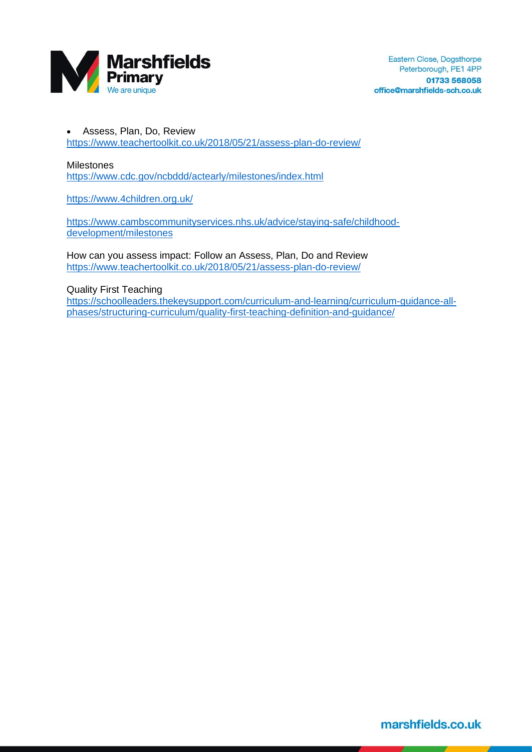- Assess, Plan, Do, Review

https://www.teachertoolkit.co.uk/2018/05/21/assess-plan-do-review/

Milestones

https://www.cdc.gov/ncbddd/actearly/milestones/index.html

https://www.4children.org.uk/

https://www.cambscommunityservices.nhs.uk/advice/staying-safe/childhood-development/milestones

How can you assess impact: Follow an Assess, Plan, Do and Review

https://www.teachertoolkit.co.uk/2018/05/21/assess-plan-do-review/

Quality First Teaching

https://schoolleaders.thekeysupport.com/curriculum-and-learning/curriculum-guidance-all-phases/structuring-curriculum/quality-first-teaching-definition-and-guidance/